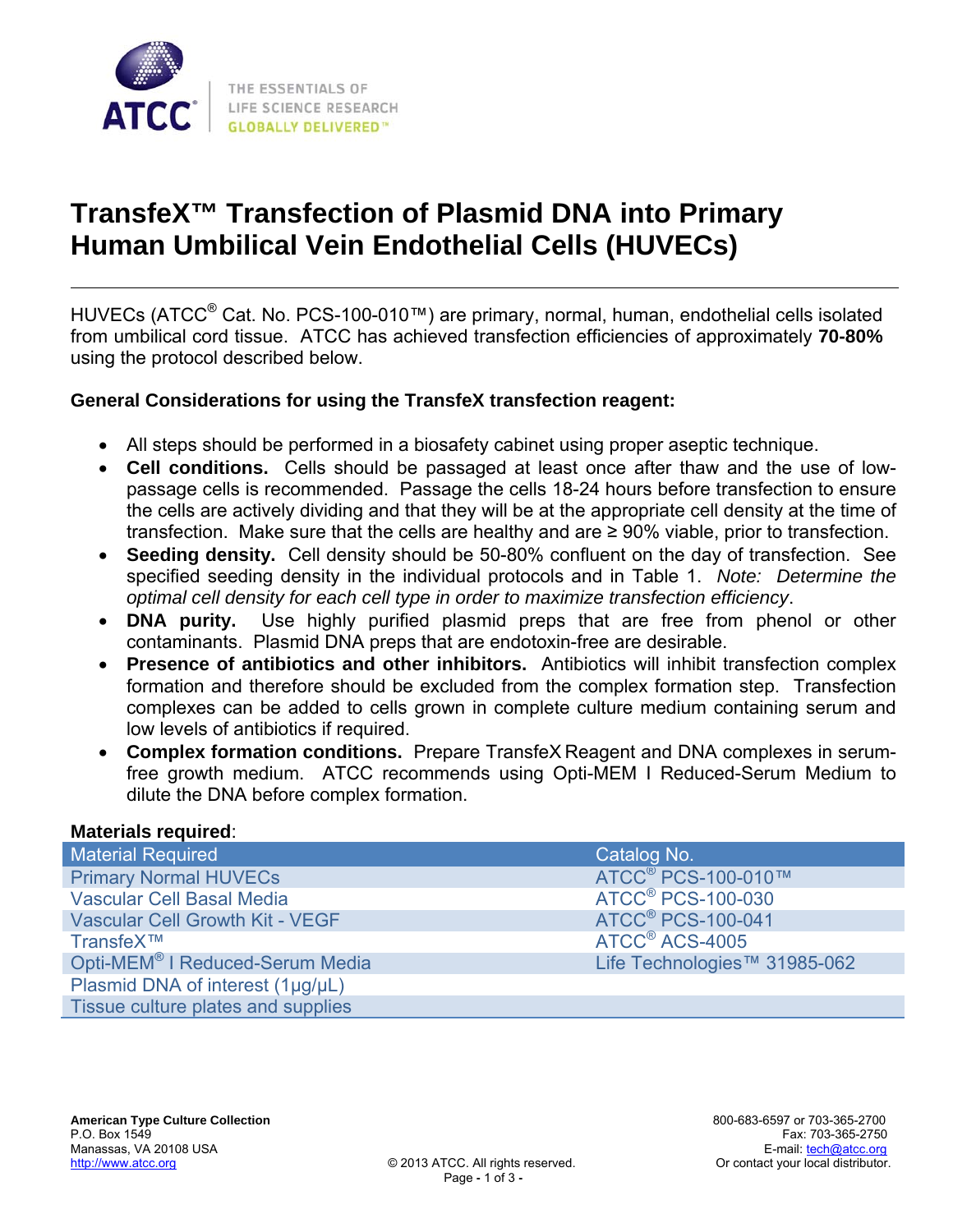# TransfeX™ Transfection of Plasmid DNA into Primary Human Umbilical Vein Endothelial Cells (HUVECs)

HUVECs (ATCC® Cat. No. PCS-100-010™) are primary, normal, human, endothelial cells isolated from umbilical cord tissue. ATCC has achieved transfection efficiencies of approximately **70-80%** using the protocol described below.

### General Considerations for using the TransfeX transfection reagent:

- All steps should be performed in a biosafety cabinet using proper aseptic technique.
- **Cell conditions.** Cells should be passaged at least once after thaw and the use of low-passage cells is recommended. Passage the cells 18-24 hours before transfection to ensure the cells are actively dividing and that they will be at the appropriate cell density at the time of transfection. Make sure that the cells are healthy and are ≥ 90% viable, prior to transfection.
- **Seeding density.** Cell density should be 50-80% confluent on the day of transfection. See specified seeding density in the individual protocols and in Table 1. *Note: Determine the optimal cell density for each cell type in order to maximize transfection efficiency*.
- **DNA purity.** Use highly purified plasmid preps that are free from phenol or other contaminants. Plasmid DNA preps that are endotoxin-free are desirable.
- **Presence of antibiotics and other inhibitors.** Antibiotics will inhibit transfection complex formation and therefore should be excluded from the complex formation step. Transfection complexes can be added to cells grown in complete culture medium containing serum and low levels of antibiotics if required.
- **Complex formation conditions.** Prepare TransfeX Reagent and DNA complexes in serum-free growth medium. ATCC recommends using Opti-MEM I Reduced-Serum Medium to dilute the DNA before complex formation.

**Materials required**:

| Material Required | Catalog No. |
|---|---|
| Primary Normal HUVECs | ATCC® PCS-100-010™ |
| Vascular Cell Basal Media | ATCC® PCS-100-030 |
| Vascular Cell Growth Kit - VEGF | ATCC® PCS-100-041 |
| TransfeX™ | ATCC® ACS-4005 |
| Opti-MEM® I Reduced-Serum Media | Life Technologies™ 31985-062 |
| Plasmid DNA of interest (1µg/µL) | |
| Tissue culture plates and supplies | |

**American Type Culture Collection**
P.O. Box 1549
Manassas, VA 20108 USA
http://www.atcc.org

© 2013 ATCC. All rights reserved.

800-683-6597 or 703-365-2700
Fax: 703-365-2750
E-mail: tech@atcc.org
Or contact your local distributor.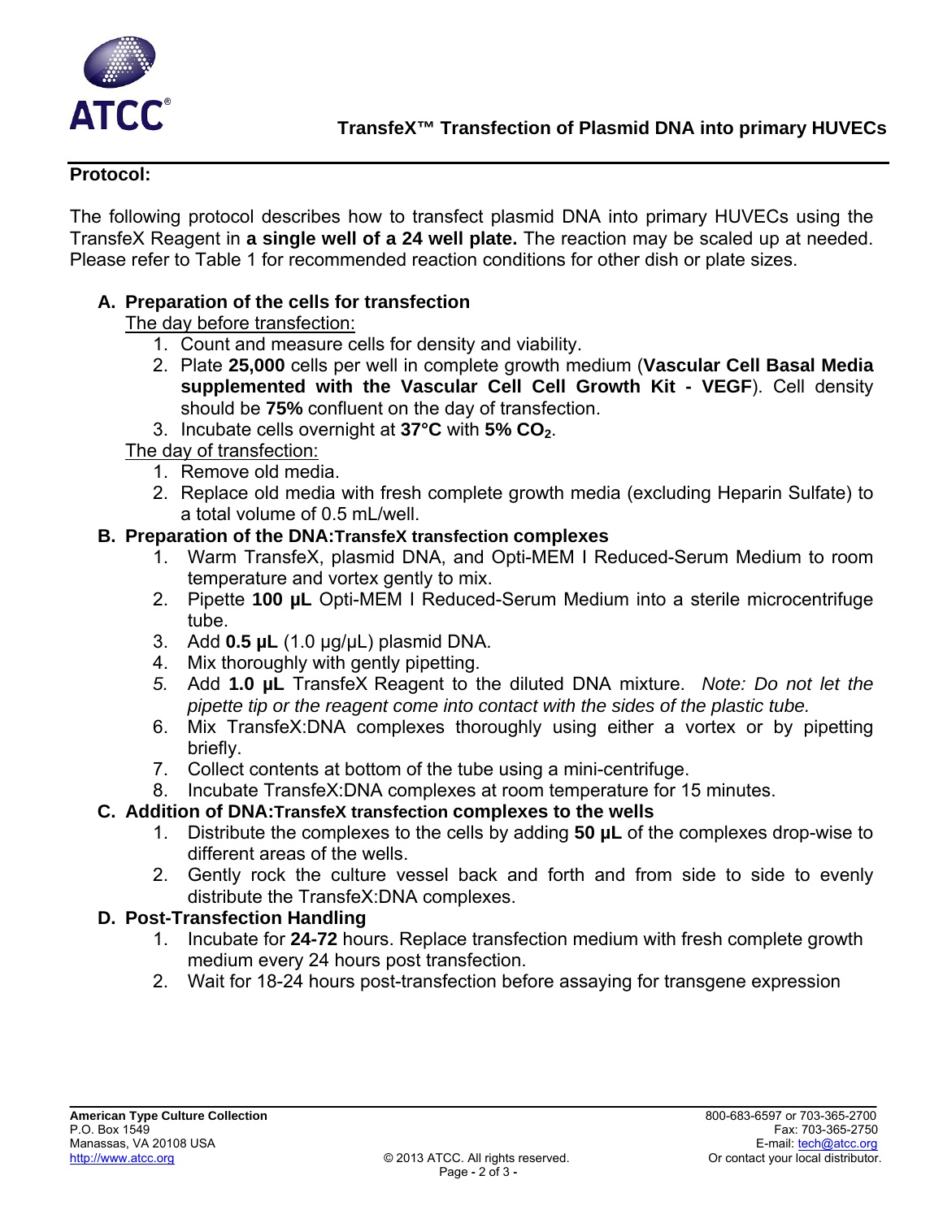## Protocol:

The following protocol describes how to transfect plasmid DNA into primary HUVECs using the TransfeX Reagent in **a single well of a 24 well plate.** The reaction may be scaled up at needed. Please refer to Table 1 for recommended reaction conditions for other dish or plate sizes.

### A. Preparation of the cells for transfection

The day before transfection:

1. Count and measure cells for density and viability.
2. Plate **25,000** cells per well in complete growth medium (**Vascular Cell Basal Media supplemented with the Vascular Cell Cell Growth Kit - VEGF**). Cell density should be **75%** confluent on the day of transfection.
3. Incubate cells overnight at **37°C** with **5% $CO_2$**.

The day of transfection:

1. Remove old media.
2. Replace old media with fresh complete growth media (excluding Heparin Sulfate) to a total volume of 0.5 mL/well.

### B. Preparation of the DNA:TransfeX transfection complexes

1. Warm TransfeX, plasmid DNA, and Opti-MEM I Reduced-Serum Medium to room temperature and vortex gently to mix.
2. Pipette **100 µL** Opti-MEM I Reduced-Serum Medium into a sterile microcentrifuge tube.
3. Add **0.5 µL** (1.0 µg/µL) plasmid DNA.
4. Mix thoroughly with gently pipetting.
5. Add **1.0 µL** TransfeX Reagent to the diluted DNA mixture. *Note: Do not let the pipette tip or the reagent come into contact with the sides of the plastic tube.*
6. Mix TransfeX:DNA complexes thoroughly using either a vortex or by pipetting briefly.
7. Collect contents at bottom of the tube using a mini-centrifuge.
8. Incubate TransfeX:DNA complexes at room temperature for 15 minutes.

### C. Addition of DNA:TransfeX transfection complexes to the wells

1. Distribute the complexes to the cells by adding **50 µL** of the complexes drop-wise to different areas of the wells.
2. Gently rock the culture vessel back and forth and from side to side to evenly distribute the TransfeX:DNA complexes.

### D. Post-Transfection Handling

1. Incubate for **24-72** hours. Replace transfection medium with fresh complete growth medium every 24 hours post transfection.
2. Wait for 18-24 hours post-transfection before assaying for transgene expression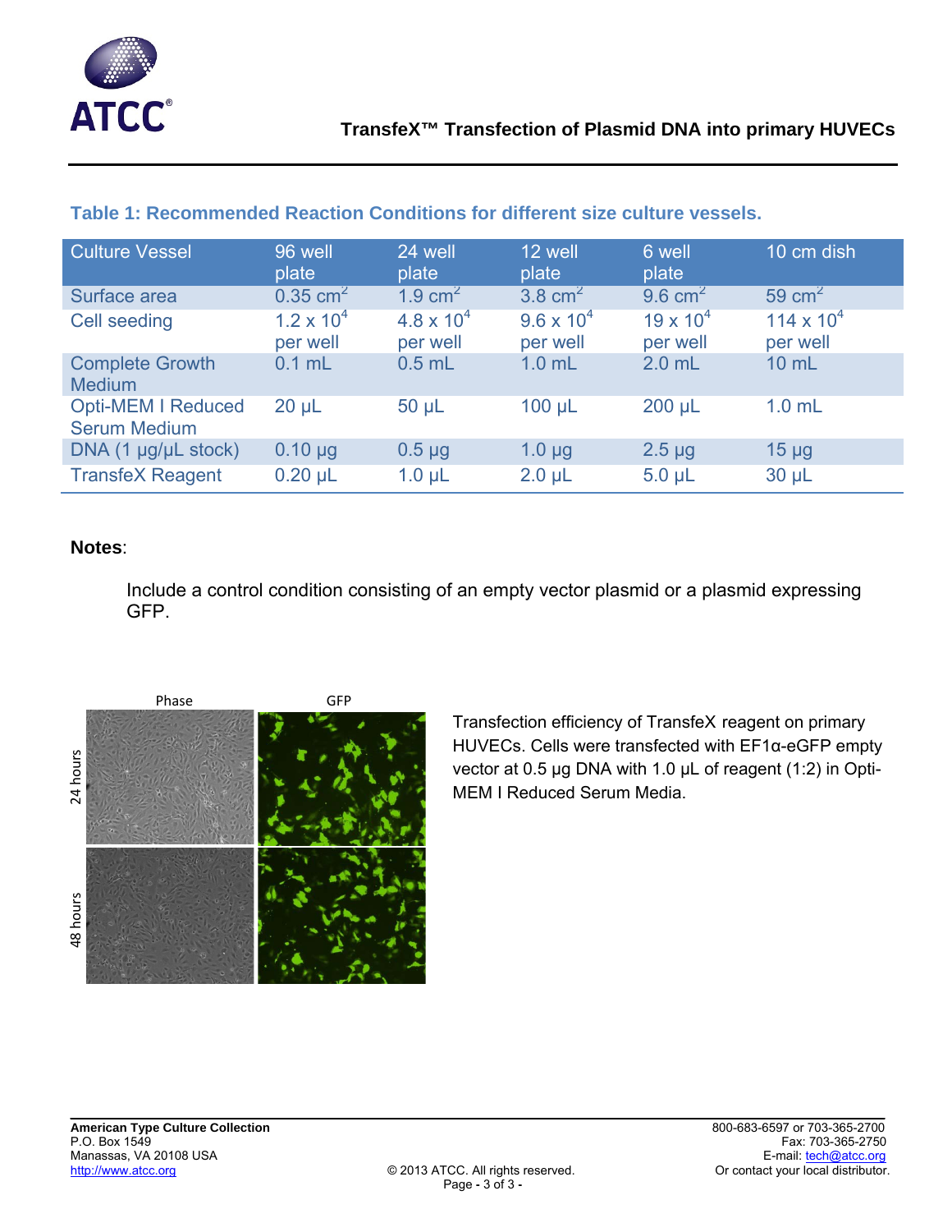### Table 1: Recommended Reaction Conditions for different size culture vessels.

| Culture Vessel | 96 well plate | 24 well plate | 12 well plate | 6 well plate | 10 cm dish |
|---|---|---|---|---|---|
| Surface area | 0.35 $cm^2$ | 1.9 $cm^2$ | 3.8 $cm^2$ | 9.6 $cm^2$ | 59 $cm^2$ |
| Cell seeding | $1.2 \times 10^4$ per well | $4.8 \times 10^4$ per well | $9.6 \times 10^4$ per well | $19 \times 10^4$ per well | $114 \times 10^4$ per well |
| Complete Growth Medium | 0.1 mL | 0.5 mL | 1.0 mL | 2.0 mL | 10 mL |
| Opti-MEM I Reduced Serum Medium | 20 µL | 50 µL | 100 µL | 200 µL | 1.0 mL |
| DNA (1 µg/µL stock) | 0.10 µg | 0.5 µg | 1.0 µg | 2.5 µg | 15 µg |
| TransfeX Reagent | 0.20 µL | 1.0 µL | 2.0 µL | 5.0 µL | 30 µL |

**Notes**:

Include a control condition consisting of an empty vector plasmid or a plasmid expressing GFP.

Phase

GFP

24 hours

48 hours

Transfection efficiency of TransfeX reagent on primary HUVECs. Cells were transfected with EF1α-eGFP empty vector at 0.5 µg DNA with 1.0 µL of reagent (1:2) in Opti-MEM I Reduced Serum Media.

**American Type Culture Collection**
P.O. Box 1549
Manassas, VA 20108 USA
http://www.atcc.org

© 2013 ATCC. All rights reserved.

800-683-6597 or 703-365-2700
Fax: 703-365-2750
E-mail: tech@atcc.org
Or contact your local distributor.